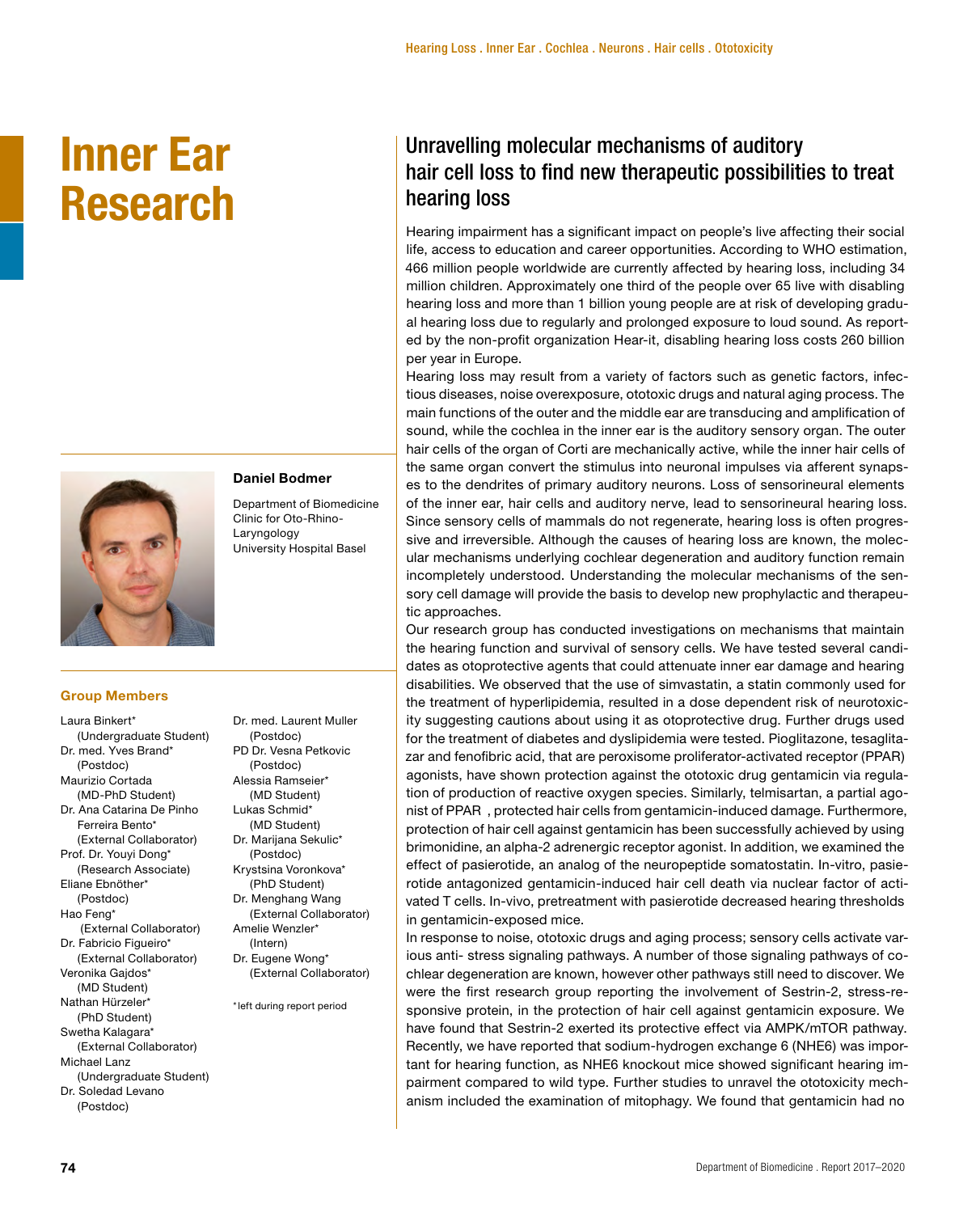# Inner Ear Research

**Daniel Bodmer**

Department of Biomedicine
Clinic for Oto-Rhino-Laryngology
University Hospital Basel

### Group Members

Laura Binkert* (Undergraduate Student)
Dr. med. Yves Brand* (Postdoc)
Maurizio Cortada (MD-PhD Student)
Dr. Ana Catarina De Pinho Ferreira Bento* (External Collaborator)
Prof. Dr. Youyi Dong* (Research Associate)
Eliane Ebnöther* (Postdoc)
Hao Feng* (External Collaborator)
Dr. Fabricio Figueiro* (External Collaborator)
Veronika Gajdos* (MD Student)
Nathan Hürzeler* (PhD Student)
Swetha Kalagara* (External Collaborator)
Michael Lanz (Undergraduate Student)
Dr. Soledad Levano (Postdoc)
Dr. med. Laurent Muller (Postdoc)
PD Dr. Vesna Petkovic (Postdoc)
Alessia Ramseier* (MD Student)
Lukas Schmid* (MD Student)
Dr. Marijana Sekulic* (Postdoc)
Krystsina Voronkova* (PhD Student)
Dr. Menghang Wang (External Collaborator)
Amelie Wenzler* (Intern)
Dr. Eugene Wong* (External Collaborator)

*left during report period

## Unravelling molecular mechanisms of auditory hair cell loss to find new therapeutic possibilities to treat hearing loss

Hearing impairment has a significant impact on people's live affecting their social life, access to education and career opportunities. According to WHO estimation, 466 million people worldwide are currently affected by hearing loss, including 34 million children. Approximately one third of the people over 65 live with disabling hearing loss and more than 1 billion young people are at risk of developing gradual hearing loss due to regularly and prolonged exposure to loud sound. As reported by the non-profit organization Hear-it, disabling hearing loss costs 260 billion per year in Europe.

Hearing loss may result from a variety of factors such as genetic factors, infectious diseases, noise overexposure, ototoxic drugs and natural aging process. The main functions of the outer and the middle ear are transducing and amplification of sound, while the cochlea in the inner ear is the auditory sensory organ. The outer hair cells of the organ of Corti are mechanically active, while the inner hair cells of the same organ convert the stimulus into neuronal impulses via afferent synapses to the dendrites of primary auditory neurons. Loss of sensorineural elements of the inner ear, hair cells and auditory nerve, lead to sensorineural hearing loss. Since sensory cells of mammals do not regenerate, hearing loss is often progressive and irreversible. Although the causes of hearing loss are known, the molecular mechanisms underlying cochlear degeneration and auditory function remain incompletely understood. Understanding the molecular mechanisms of the sensory cell damage will provide the basis to develop new prophylactic and therapeutic approaches.

Our research group has conducted investigations on mechanisms that maintain the hearing function and survival of sensory cells. We have tested several candidates as otoprotective agents that could attenuate inner ear damage and hearing disabilities. We observed that the use of simvastatin, a statin commonly used for the treatment of hyperlipidemia, resulted in a dose dependent risk of neurotoxicity suggesting cautions about using it as otoprotective drug. Further drugs used for the treatment of diabetes and dyslipidemia were tested. Pioglitazone, tesaglitazar and fenofibric acid, that are peroxisome proliferator-activated receptor (PPAR) agonists, have shown protection against the ototoxic drug gentamicin via regulation of production of reactive oxygen species. Similarly, telmisartan, a partial agonist of PPAR , protected hair cells from gentamicin-induced damage. Furthermore, protection of hair cell against gentamicin has been successfully achieved by using brimonidine, an alpha-2 adrenergic receptor agonist. In addition, we examined the effect of pasierotide, an analog of the neuropeptide somatostatin. In-vitro, pasierotide antagonized gentamicin-induced hair cell death via nuclear factor of activated T cells. In-vivo, pretreatment with pasierotide decreased hearing thresholds in gentamicin-exposed mice.

In response to noise, ototoxic drugs and aging process; sensory cells activate various anti- stress signaling pathways. A number of those signaling pathways of cochlear degeneration are known, however other pathways still need to discover. We were the first research group reporting the involvement of Sestrin-2, stress-responsive protein, in the protection of hair cell against gentamicin exposure. We have found that Sestrin-2 exerted its protective effect via AMPK/mTOR pathway. Recently, we have reported that sodium-hydrogen exchange 6 (NHE6) was important for hearing function, as NHE6 knockout mice showed significant hearing impairment compared to wild type. Further studies to unravel the ototoxicity mechanism included the examination of mitophagy. We found that gentamicin had no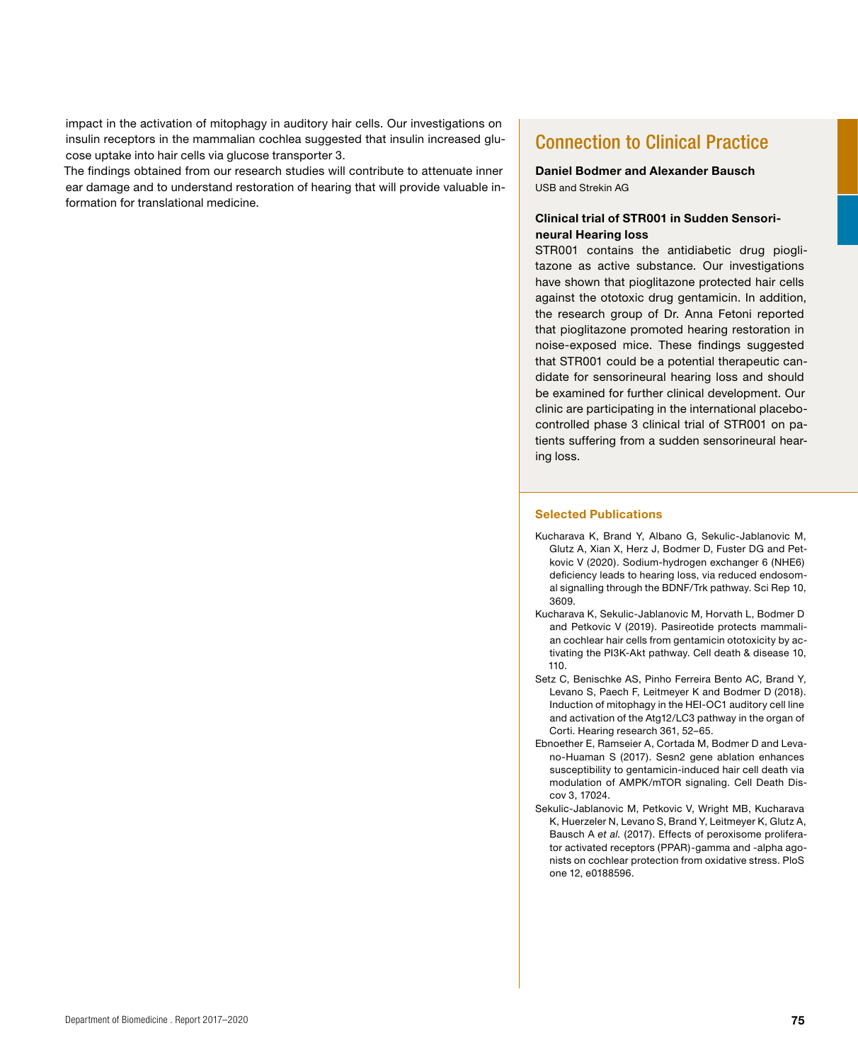impact in the activation of mitophagy in auditory hair cells. Our investigations on insulin receptors in the mammalian cochlea suggested that insulin increased glucose uptake into hair cells via glucose transporter 3.

The findings obtained from our research studies will contribute to attenuate inner ear damage and to understand restoration of hearing that will provide valuable information for translational medicine.

## Connection to Clinical Practice

**Daniel Bodmer and Alexander Bausch**
USB and Strekin AG

**Clinical trial of STR001 in Sudden Sensorineural Hearing loss**

STR001 contains the antidiabetic drug pioglitazone as active substance. Our investigations have shown that pioglitazone protected hair cells against the ototoxic drug gentamicin. In addition, the research group of Dr. Anna Fetoni reported that pioglitazone promoted hearing restoration in noise-exposed mice. These findings suggested that STR001 could be a potential therapeutic candidate for sensorineural hearing loss and should be examined for further clinical development. Our clinic are participating in the international placebo-controlled phase 3 clinical trial of STR001 on patients suffering from a sudden sensorineural hearing loss.

### Selected Publications

Kucharava K, Brand Y, Albano G, Sekulic-Jablanovic M, Glutz A, Xian X, Herz J, Bodmer D, Fuster DG and Petkovic V (2020). Sodium-hydrogen exchanger 6 (NHE6) deficiency leads to hearing loss, via reduced endosomal signalling through the BDNF/Trk pathway. Sci Rep 10, 3609.

Kucharava K, Sekulic-Jablanovic M, Horvath L, Bodmer D and Petkovic V (2019). Pasireotide protects mammalian cochlear hair cells from gentamicin ototoxicity by activating the PI3K-Akt pathway. Cell death & disease 10, 110.

Setz C, Benischke AS, Pinho Ferreira Bento AC, Brand Y, Levano S, Paech F, Leitmeyer K and Bodmer D (2018). Induction of mitophagy in the HEI-OC1 auditory cell line and activation of the Atg12/LC3 pathway in the organ of Corti. Hearing research 361, 52–65.

Ebnoether E, Ramseier A, Cortada M, Bodmer D and Levano-Huaman S (2017). Sesn2 gene ablation enhances susceptibility to gentamicin-induced hair cell death via modulation of AMPK/mTOR signaling. Cell Death Discov 3, 17024.

Sekulic-Jablanovic M, Petkovic V, Wright MB, Kucharava K, Huerzeler N, Levano S, Brand Y, Leitmeyer K, Glutz A, Bausch A *et al.* (2017). Effects of peroxisome proliferator activated receptors (PPAR)-gamma and -alpha agonists on cochlear protection from oxidative stress. PloS one 12, e0188596.